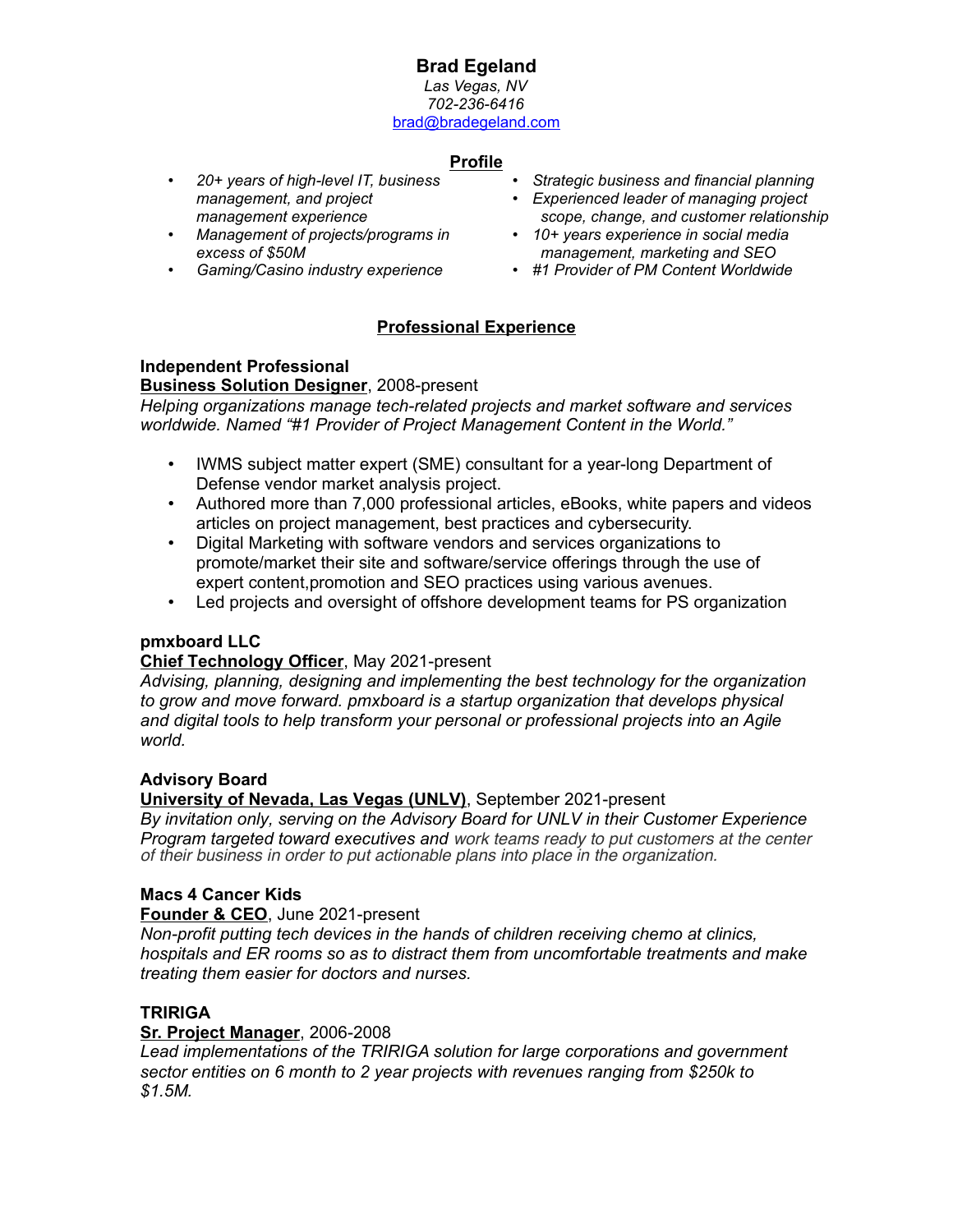# Brad Egeland

*Las Vegas, NV*
*702-236-6416*
brad@bradegeland.com

## Profile

- *20+ years of high-level IT, business management, and project management experience*
- *Management of projects/programs in excess of $50M*
- *Gaming/Casino industry experience*
- *Strategic business and financial planning*
- *Experienced leader of managing project scope, change, and customer relationship*
- *10+ years experience in social media management, marketing and SEO*
- *#1 Provider of PM Content Worldwide*

## Professional Experience

**Independent Professional**
**Business Solution Designer**, 2008-present
*Helping organizations manage tech-related projects and market software and services worldwide. Named "#1 Provider of Project Management Content in the World."*

- IWMS subject matter expert (SME) consultant for a year-long Department of Defense vendor market analysis project.
- Authored more than 7,000 professional articles, eBooks, white papers and videos articles on project management, best practices and cybersecurity.
- Digital Marketing with software vendors and services organizations to promote/market their site and software/service offerings through the use of expert content,promotion and SEO practices using various avenues.
- Led projects and oversight of offshore development teams for PS organization

**pmxboard LLC**
**Chief Technology Officer**, May 2021-present
*Advising, planning, designing and implementing the best technology for the organization to grow and move forward. pmxboard is a startup organization that develops physical and digital tools to help transform your personal or professional projects into an Agile world.*

**Advisory Board**
**University of Nevada, Las Vegas (UNLV)**, September 2021-present
*By invitation only, serving on the Advisory Board for UNLV in their Customer Experience Program targeted toward executives and work teams ready to put customers at the center of their business in order to put actionable plans into place in the organization.*

**Macs 4 Cancer Kids**
**Founder & CEO**, June 2021-present
*Non-profit putting tech devices in the hands of children receiving chemo at clinics, hospitals and ER rooms so as to distract them from uncomfortable treatments and make treating them easier for doctors and nurses.*

**TRIRIGA**
**Sr. Project Manager**, 2006-2008
*Lead implementations of the TRIRIGA solution for large corporations and government sector entities on 6 month to 2 year projects with revenues ranging from $250k to $1.5M.*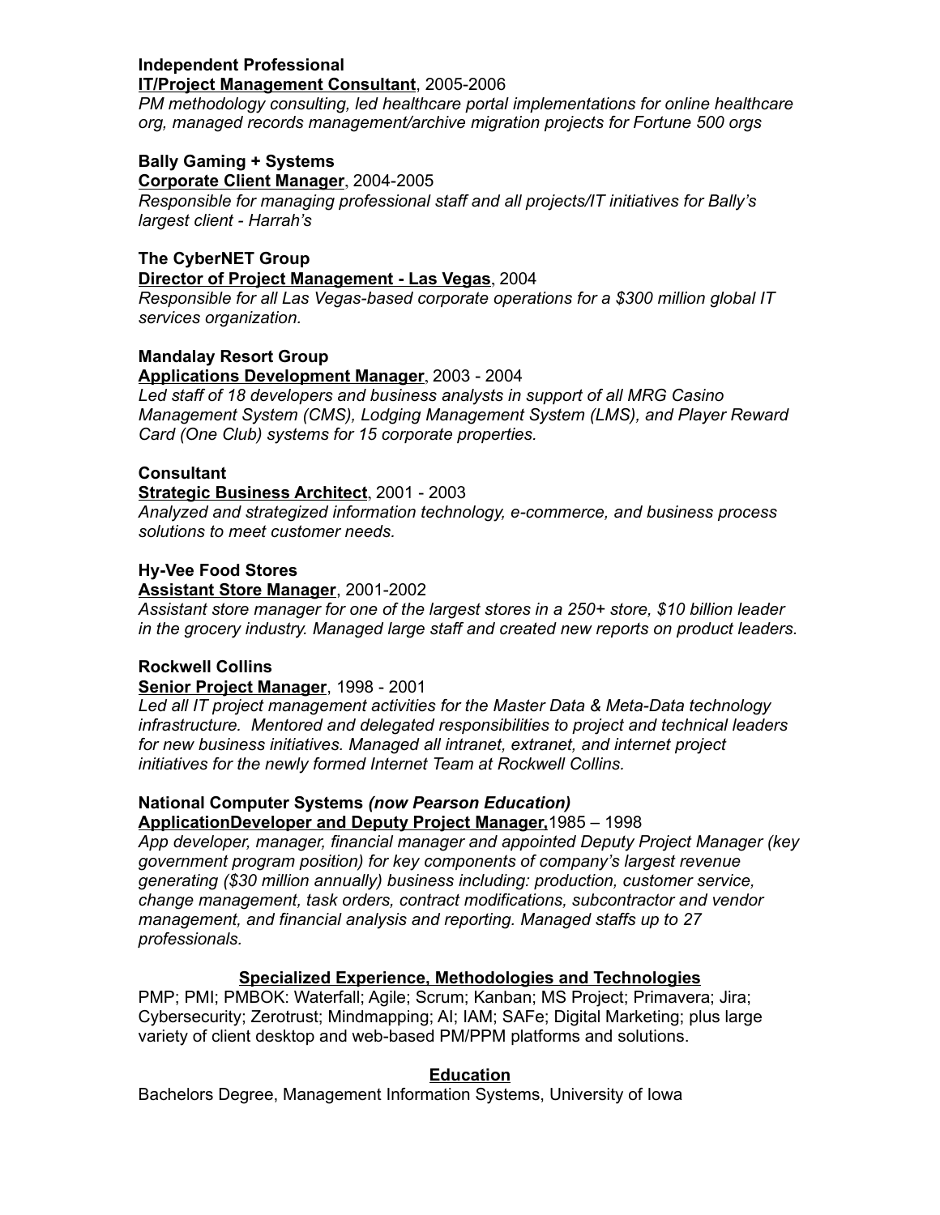**Independent Professional**
**IT/Project Management Consultant**, 2005-2006
*PM methodology consulting, led healthcare portal implementations for online healthcare org, managed records management/archive migration projects for Fortune 500 orgs*

**Bally Gaming + Systems**
**Corporate Client Manager**, 2004-2005
*Responsible for managing professional staff and all projects/IT initiatives for Bally's largest client - Harrah's*

**The CyberNET Group**
**Director of Project Management - Las Vegas**, 2004
*Responsible for all Las Vegas-based corporate operations for a $300 million global IT services organization.*

**Mandalay Resort Group**
**Applications Development Manager**, 2003 - 2004
*Led staff of 18 developers and business analysts in support of all MRG Casino Management System (CMS), Lodging Management System (LMS), and Player Reward Card (One Club) systems for 15 corporate properties.*

**Consultant**
**Strategic Business Architect**, 2001 - 2003
*Analyzed and strategized information technology, e-commerce, and business process solutions to meet customer needs.*

**Hy-Vee Food Stores**
**Assistant Store Manager**, 2001-2002
*Assistant store manager for one of the largest stores in a 250+ store, $10 billion leader in the grocery industry. Managed large staff and created new reports on product leaders.*

**Rockwell Collins**
**Senior Project Manager**, 1998 - 2001
*Led all IT project management activities for the Master Data & Meta-Data technology infrastructure. Mentored and delegated responsibilities to project and technical leaders for new business initiatives. Managed all intranet, extranet, and internet project initiatives for the newly formed Internet Team at Rockwell Collins.*

**National Computer Systems *(now Pearson Education)***
**ApplicationDeveloper and Deputy Project Manager,**1985 – 1998
*App developer, manager, financial manager and appointed Deputy Project Manager (key government program position) for key components of company's largest revenue generating ($30 million annually) business including: production, customer service, change management, task orders, contract modifications, subcontractor and vendor management, and financial analysis and reporting. Managed staffs up to 27 professionals.*

## Specialized Experience, Methodologies and Technologies

PMP; PMI; PMBOK: Waterfall; Agile; Scrum; Kanban; MS Project; Primavera; Jira; Cybersecurity; Zerotrust; Mindmapping; AI; IAM; SAFe; Digital Marketing; plus large variety of client desktop and web-based PM/PPM platforms and solutions.

## Education

Bachelors Degree, Management Information Systems, University of Iowa